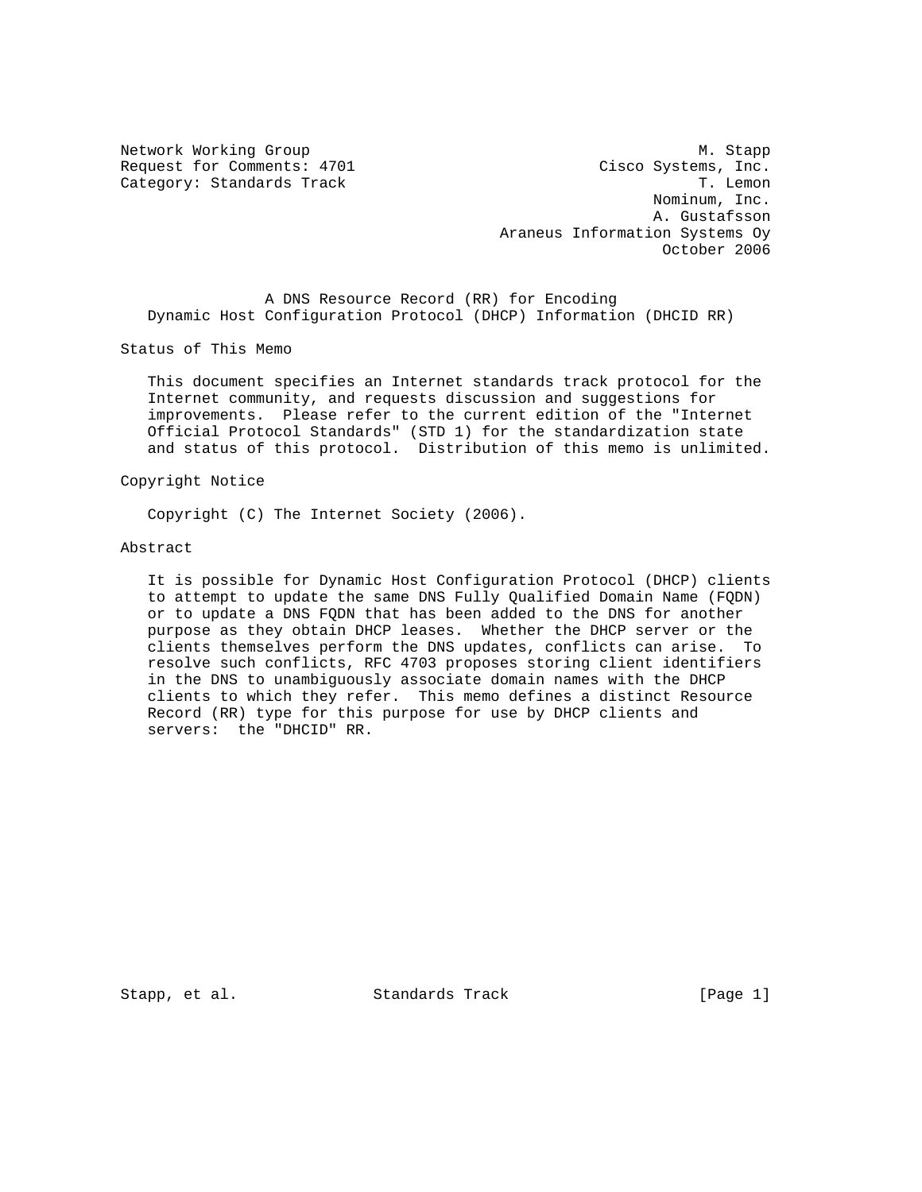Network Working Group M. Stapp
Request for Comments: 4701 Cisco Systems, Inc.
Category: Standards Track T. Lemon
Nominum, Inc.
A. Gustafsson
Araneus Information Systems Oy
October 2006

# A DNS Resource Record (RR) for Encoding Dynamic Host Configuration Protocol (DHCP) Information (DHCID RR)

## Status of This Memo

This document specifies an Internet standards track protocol for the Internet community, and requests discussion and suggestions for improvements. Please refer to the current edition of the "Internet Official Protocol Standards" (STD 1) for the standardization state and status of this protocol. Distribution of this memo is unlimited.

## Copyright Notice

Copyright (C) The Internet Society (2006).

## Abstract

It is possible for Dynamic Host Configuration Protocol (DHCP) clients to attempt to update the same DNS Fully Qualified Domain Name (FQDN) or to update a DNS FQDN that has been added to the DNS for another purpose as they obtain DHCP leases. Whether the DHCP server or the clients themselves perform the DNS updates, conflicts can arise. To resolve such conflicts, RFC 4703 proposes storing client identifiers in the DNS to unambiguously associate domain names with the DHCP clients to which they refer. This memo defines a distinct Resource Record (RR) type for this purpose for use by DHCP clients and servers: the "DHCID" RR.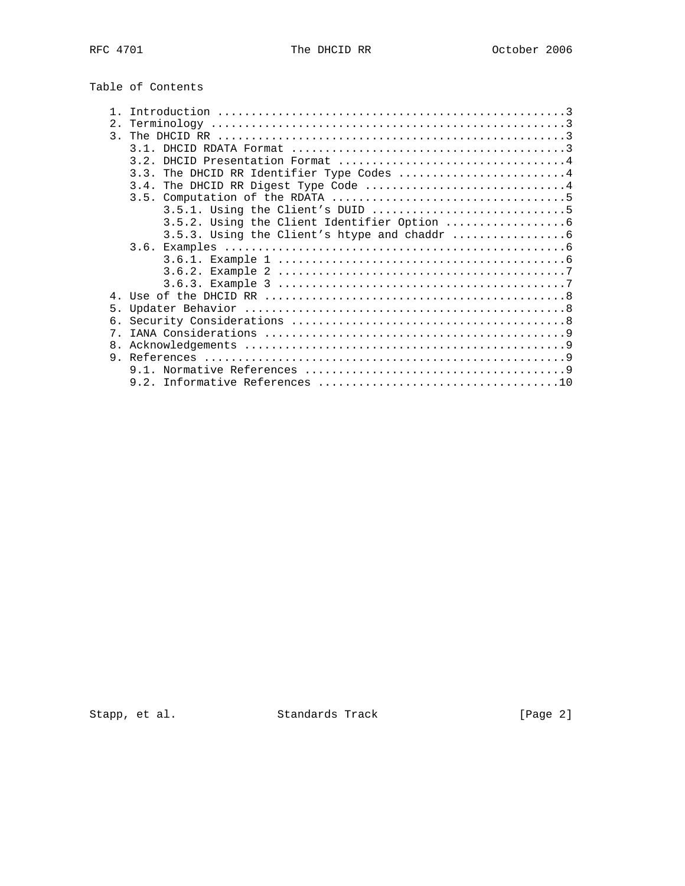# Table of Contents

```
1. Introduction ....................................................3
2. Terminology .....................................................3
3. The DHCID RR ....................................................3
   3.1. DHCID RDATA Format .........................................3
   3.2. DHCID Presentation Format ..................................4
   3.3. The DHCID RR Identifier Type Codes .........................4
   3.4. The DHCID RR Digest Type Code ..............................4
   3.5. Computation of the RDATA ...................................5
        3.5.1. Using the Client's DUID .............................5
        3.5.2. Using the Client Identifier Option ..................6
        3.5.3. Using the Client's htype and chaddr .................6
   3.6. Examples ...................................................6
        3.6.1. Example 1 ...........................................6
        3.6.2. Example 2 ...........................................7
        3.6.3. Example 3 ...........................................7
4. Use of the DHCID RR .............................................8
5. Updater Behavior ................................................8
6. Security Considerations .........................................8
7. IANA Considerations .............................................9
8. Acknowledgements ................................................9
9. References ......................................................9
   9.1. Normative References .......................................9
   9.2. Informative References ....................................10
```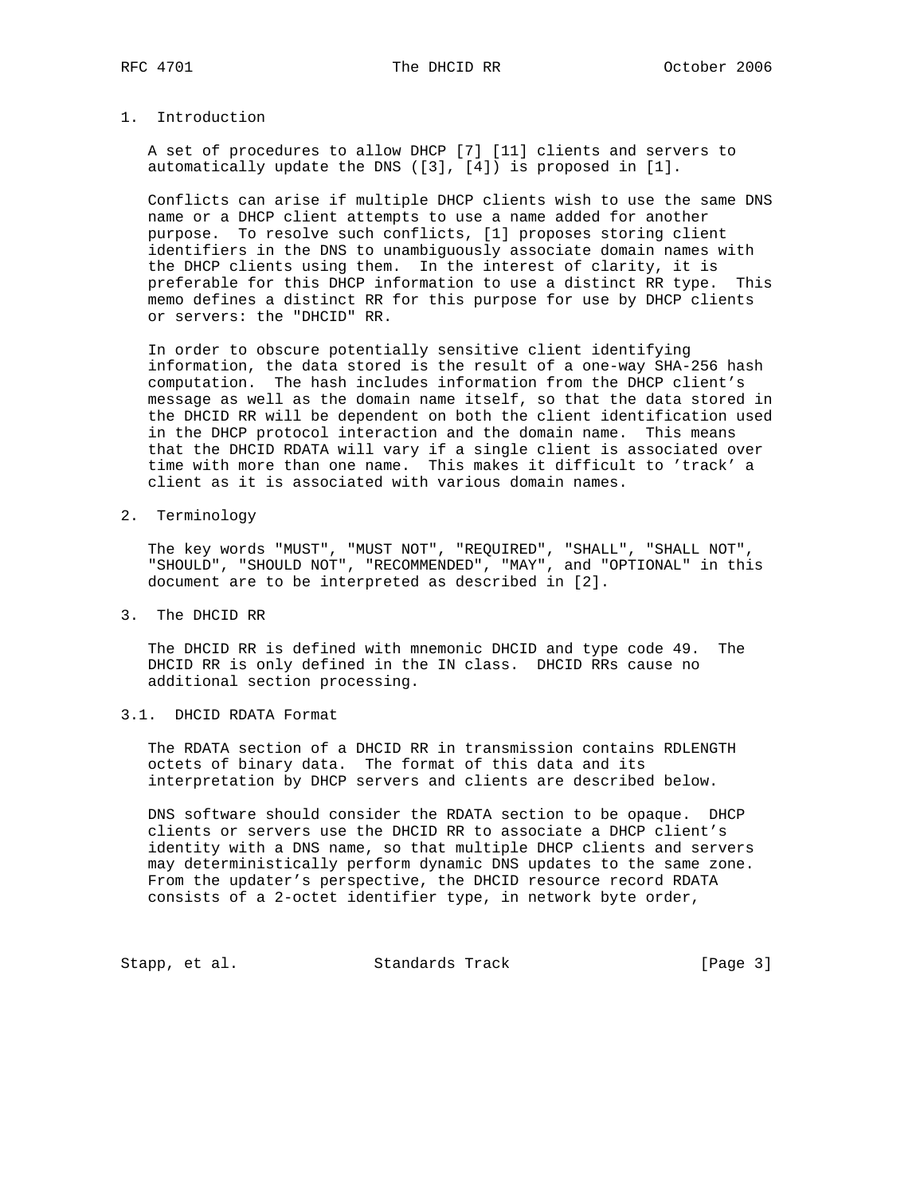## 1. Introduction

A set of procedures to allow DHCP [7] [11] clients and servers to automatically update the DNS ([3], [4]) is proposed in [1].

Conflicts can arise if multiple DHCP clients wish to use the same DNS name or a DHCP client attempts to use a name added for another purpose. To resolve such conflicts, [1] proposes storing client identifiers in the DNS to unambiguously associate domain names with the DHCP clients using them. In the interest of clarity, it is preferable for this DHCP information to use a distinct RR type. This memo defines a distinct RR for this purpose for use by DHCP clients or servers: the "DHCID" RR.

In order to obscure potentially sensitive client identifying information, the data stored is the result of a one-way SHA-256 hash computation. The hash includes information from the DHCP client's message as well as the domain name itself, so that the data stored in the DHCID RR will be dependent on both the client identification used in the DHCP protocol interaction and the domain name. This means that the DHCID RDATA will vary if a single client is associated over time with more than one name. This makes it difficult to 'track' a client as it is associated with various domain names.

## 2. Terminology

The key words "MUST", "MUST NOT", "REQUIRED", "SHALL", "SHALL NOT", "SHOULD", "SHOULD NOT", "RECOMMENDED", "MAY", and "OPTIONAL" in this document are to be interpreted as described in [2].

## 3. The DHCID RR

The DHCID RR is defined with mnemonic DHCID and type code 49. The DHCID RR is only defined in the IN class. DHCID RRs cause no additional section processing.

### 3.1. DHCID RDATA Format

The RDATA section of a DHCID RR in transmission contains RDLENGTH octets of binary data. The format of this data and its interpretation by DHCP servers and clients are described below.

DNS software should consider the RDATA section to be opaque. DHCP clients or servers use the DHCID RR to associate a DHCP client's identity with a DNS name, so that multiple DHCP clients and servers may deterministically perform dynamic DNS updates to the same zone. From the updater's perspective, the DHCID resource record RDATA consists of a 2-octet identifier type, in network byte order,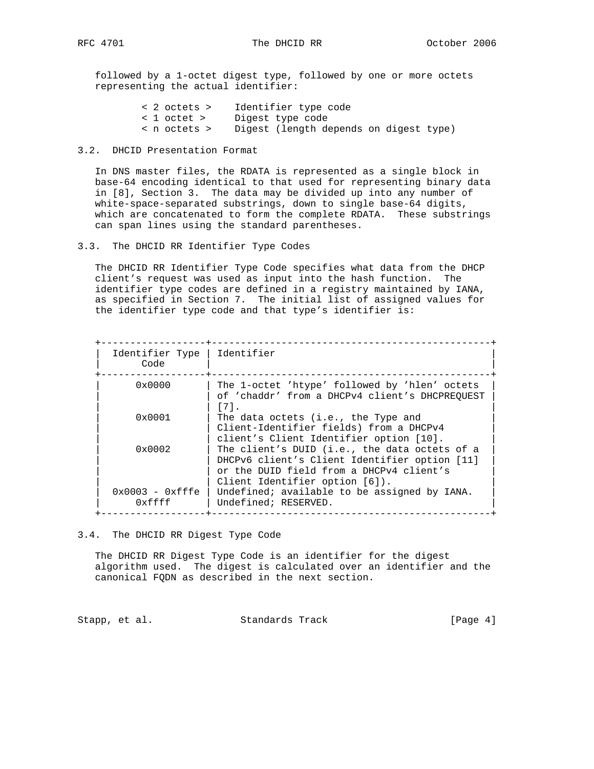followed by a 1-octet digest type, followed by one or more octets representing the actual identifier:

```
< 2 octets >    Identifier type code
< 1 octet >     Digest type code
< n octets >    Digest (length depends on digest type)
```

### 3.2. DHCID Presentation Format

In DNS master files, the RDATA is represented as a single block in base-64 encoding identical to that used for representing binary data in [8], Section 3. The data may be divided up into any number of white-space-separated substrings, down to single base-64 digits, which are concatenated to form the complete RDATA. These substrings can span lines using the standard parentheses.

### 3.3. The DHCID RR Identifier Type Codes

The DHCID RR Identifier Type Code specifies what data from the DHCP client's request was used as input into the hash function. The identifier type codes are defined in a registry maintained by IANA, as specified in Section 7. The initial list of assigned values for the identifier type code and that type's identifier is:

| Identifier Type Code | Identifier |
|---|---|
| 0x0000 | The 1-octet 'htype' followed by 'hlen' octets of 'chaddr' from a DHCPv4 client's DHCPREQUEST [7]. |
| 0x0001 | The data octets (i.e., the Type and Client-Identifier fields) from a DHCPv4 client's Client Identifier option [10]. |
| 0x0002 | The client's DUID (i.e., the data octets of a DHCPv6 client's Client Identifier option [11] or the DUID field from a DHCPv4 client's Client Identifier option [6]). |
| 0x0003 - 0xfffe | Undefined; available to be assigned by IANA. |
| 0xffff | Undefined; RESERVED. |

### 3.4. The DHCID RR Digest Type Code

The DHCID RR Digest Type Code is an identifier for the digest algorithm used. The digest is calculated over an identifier and the canonical FQDN as described in the next section.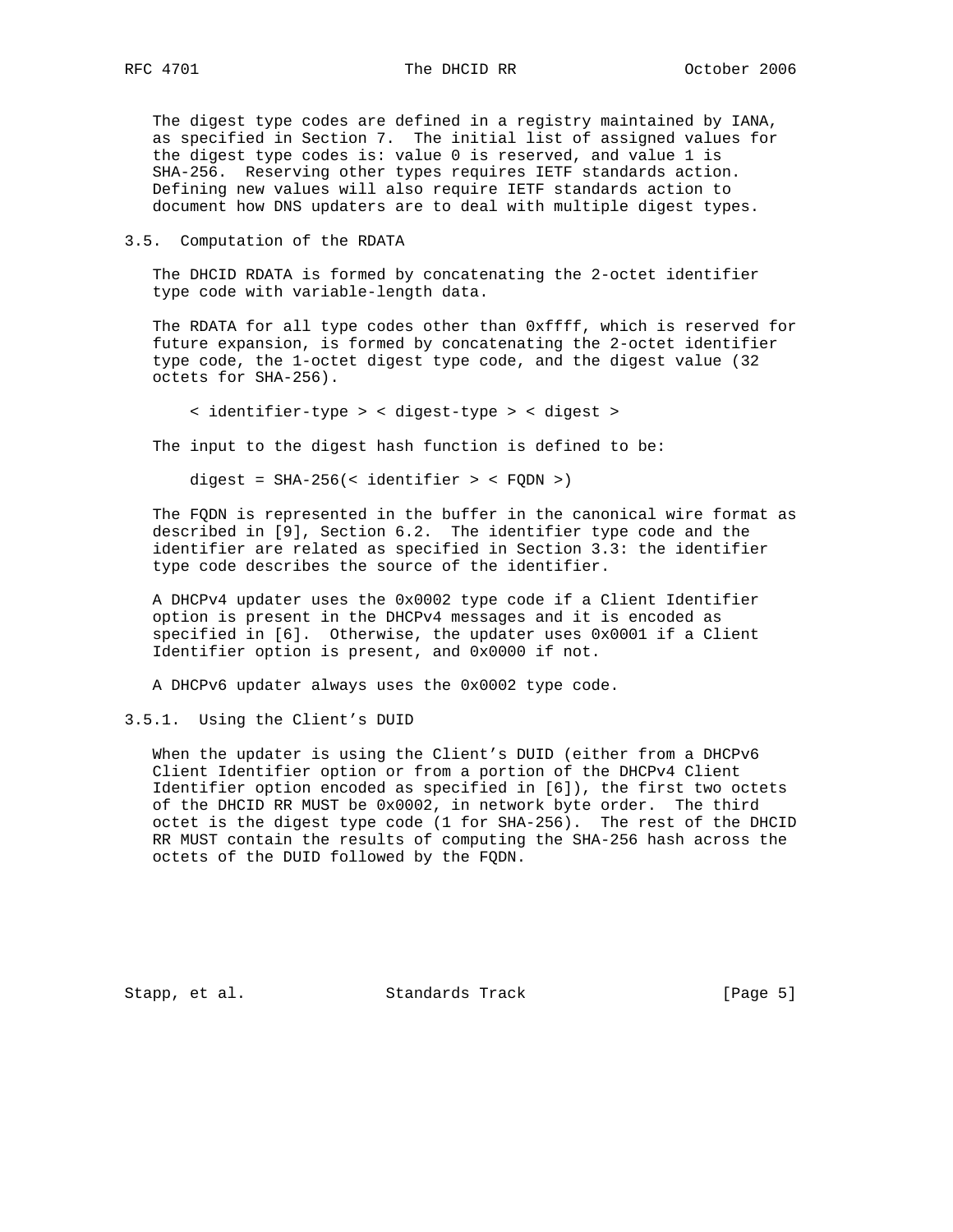The digest type codes are defined in a registry maintained by IANA, as specified in Section 7. The initial list of assigned values for the digest type codes is: value 0 is reserved, and value 1 is SHA-256. Reserving other types requires IETF standards action. Defining new values will also require IETF standards action to document how DNS updaters are to deal with multiple digest types.

### 3.5. Computation of the RDATA

The DHCID RDATA is formed by concatenating the 2-octet identifier type code with variable-length data.

The RDATA for all type codes other than 0xffff, which is reserved for future expansion, is formed by concatenating the 2-octet identifier type code, the 1-octet digest type code, and the digest value (32 octets for SHA-256).

```
< identifier-type > < digest-type > < digest >
```

The input to the digest hash function is defined to be:

```
digest = SHA-256(< identifier > < FQDN >)
```

The FQDN is represented in the buffer in the canonical wire format as described in [9], Section 6.2. The identifier type code and the identifier are related as specified in Section 3.3: the identifier type code describes the source of the identifier.

A DHCPv4 updater uses the 0x0002 type code if a Client Identifier option is present in the DHCPv4 messages and it is encoded as specified in [6]. Otherwise, the updater uses 0x0001 if a Client Identifier option is present, and 0x0000 if not.

A DHCPv6 updater always uses the 0x0002 type code.

#### 3.5.1. Using the Client's DUID

When the updater is using the Client's DUID (either from a DHCPv6 Client Identifier option or from a portion of the DHCPv4 Client Identifier option encoded as specified in [6]), the first two octets of the DHCID RR MUST be 0x0002, in network byte order. The third octet is the digest type code (1 for SHA-256). The rest of the DHCID RR MUST contain the results of computing the SHA-256 hash across the octets of the DUID followed by the FQDN.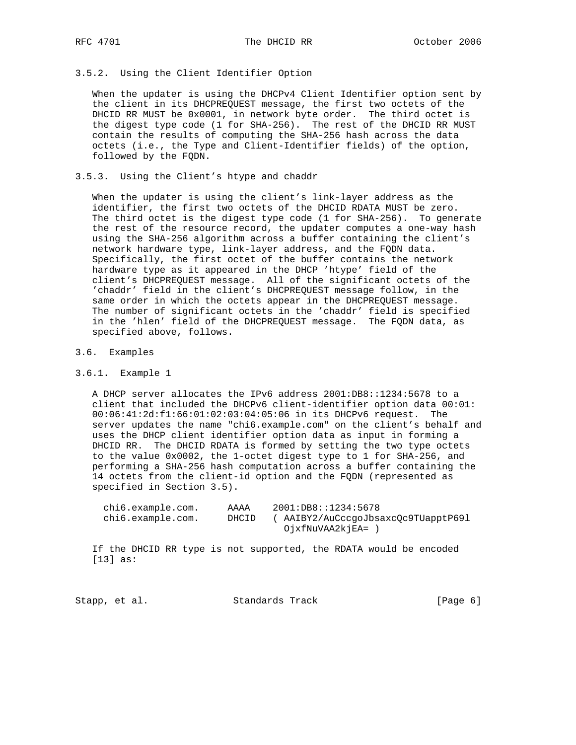### 3.5.2. Using the Client Identifier Option

When the updater is using the DHCPv4 Client Identifier option sent by the client in its DHCPREQUEST message, the first two octets of the DHCID RR MUST be 0x0001, in network byte order. The third octet is the digest type code (1 for SHA-256). The rest of the DHCID RR MUST contain the results of computing the SHA-256 hash across the data octets (i.e., the Type and Client-Identifier fields) of the option, followed by the FQDN.

### 3.5.3. Using the Client's htype and chaddr

When the updater is using the client's link-layer address as the identifier, the first two octets of the DHCID RDATA MUST be zero. The third octet is the digest type code (1 for SHA-256). To generate the rest of the resource record, the updater computes a one-way hash using the SHA-256 algorithm across a buffer containing the client's network hardware type, link-layer address, and the FQDN data. Specifically, the first octet of the buffer contains the network hardware type as it appeared in the DHCP 'htype' field of the client's DHCPREQUEST message. All of the significant octets of the 'chaddr' field in the client's DHCPREQUEST message follow, in the same order in which the octets appear in the DHCPREQUEST message. The number of significant octets in the 'chaddr' field is specified in the 'hlen' field of the DHCPREQUEST message. The FQDN data, as specified above, follows.

## 3.6. Examples

### 3.6.1. Example 1

A DHCP server allocates the IPv6 address 2001:DB8::1234:5678 to a client that included the DHCPv6 client-identifier option data 00:01:00:06:41:2d:f1:66:01:02:03:04:05:06 in its DHCPv6 request. The server updates the name "chi6.example.com" on the client's behalf and uses the DHCP client identifier option data as input in forming a DHCID RR. The DHCID RDATA is formed by setting the two type octets to the value 0x0002, the 1-octet digest type to 1 for SHA-256, and performing a SHA-256 hash computation across a buffer containing the 14 octets from the client-id option and the FQDN (represented as specified in Section 3.5).

```
chi6.example.com.     AAAA    2001:DB8::1234:5678
chi6.example.com.     DHCID   ( AAIBY2/AuCccgoJbsaxcQc9TUapptP69l
                                OjxfNuVAA2kjEA= )
```

If the DHCID RR type is not supported, the RDATA would be encoded [13] as: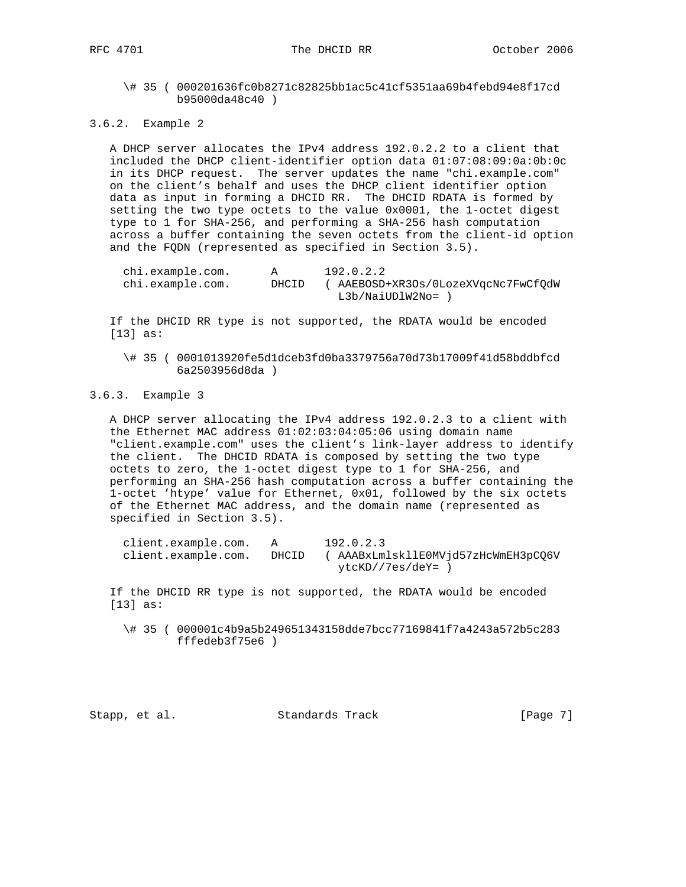```
\# 35 ( 000201636fc0b8271c82825bb1ac5c41cf5351aa69b4febd94e8f17cd
        b95000da48c40 )
```

### 3.6.2. Example 2

A DHCP server allocates the IPv4 address 192.0.2.2 to a client that included the DHCP client-identifier option data 01:07:08:09:0a:0b:0c in its DHCP request. The server updates the name "chi.example.com" on the client's behalf and uses the DHCP client identifier option data as input in forming a DHCID RR. The DHCID RDATA is formed by setting the two type octets to the value 0x0001, the 1-octet digest type to 1 for SHA-256, and performing a SHA-256 hash computation across a buffer containing the seven octets from the client-id option and the FQDN (represented as specified in Section 3.5).

```
chi.example.com.     A       192.0.2.2
chi.example.com.     DHCID   ( AAEBOSD+XR3Os/0LozeXVqcNc7FwCfQdW
                               L3b/NaiUDlW2No= )
```

If the DHCID RR type is not supported, the RDATA would be encoded [13] as:

```
\# 35 ( 0001013920fe5d1dceb3fd0ba3379756a70d73b17009f41d58bddbfcd
        6a2503956d8da )
```

### 3.6.3. Example 3

A DHCP server allocating the IPv4 address 192.0.2.3 to a client with the Ethernet MAC address 01:02:03:04:05:06 using domain name "client.example.com" uses the client's link-layer address to identify the client. The DHCID RDATA is composed by setting the two type octets to zero, the 1-octet digest type to 1 for SHA-256, and performing an SHA-256 hash computation across a buffer containing the 1-octet 'htype' value for Ethernet, 0x01, followed by the six octets of the Ethernet MAC address, and the domain name (represented as specified in Section 3.5).

```
client.example.com.   A       192.0.2.3
client.example.com.   DHCID   ( AAABxLmlskllE0MVjd57zHcWmEH3pCQ6V
                                ytcKD//7es/deY= )
```

If the DHCID RR type is not supported, the RDATA would be encoded [13] as:

```
\# 35 ( 000001c4b9a5b249651343158dde7bcc77169841f7a4243a572b5c283
        fffedeb3f75e6 )
```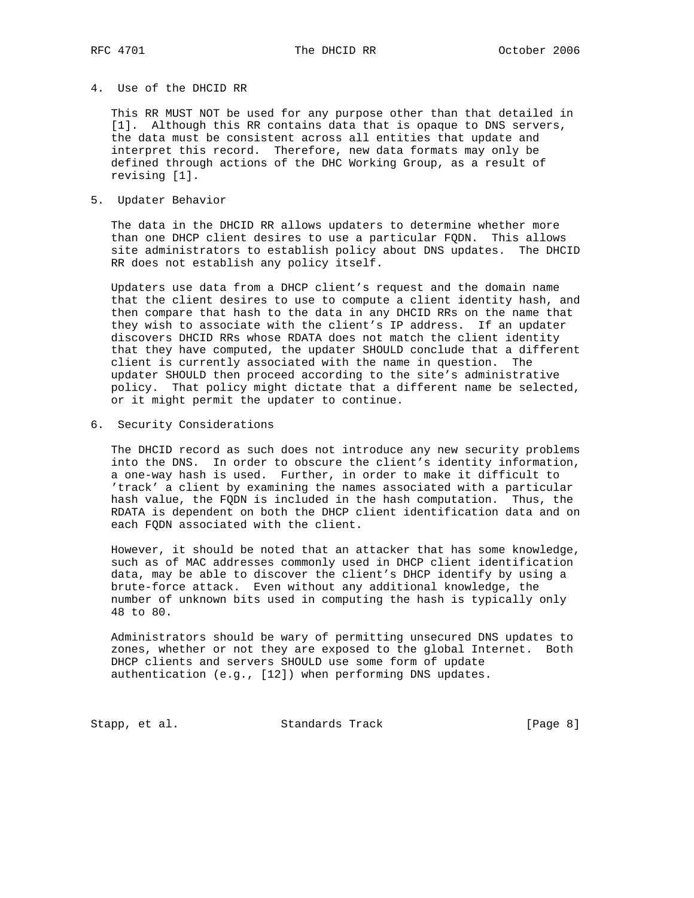## 4. Use of the DHCID RR

This RR MUST NOT be used for any purpose other than that detailed in [1]. Although this RR contains data that is opaque to DNS servers, the data must be consistent across all entities that update and interpret this record. Therefore, new data formats may only be defined through actions of the DHC Working Group, as a result of revising [1].

## 5. Updater Behavior

The data in the DHCID RR allows updaters to determine whether more than one DHCP client desires to use a particular FQDN. This allows site administrators to establish policy about DNS updates. The DHCID RR does not establish any policy itself.

Updaters use data from a DHCP client's request and the domain name that the client desires to use to compute a client identity hash, and then compare that hash to the data in any DHCID RRs on the name that they wish to associate with the client's IP address. If an updater discovers DHCID RRs whose RDATA does not match the client identity that they have computed, the updater SHOULD conclude that a different client is currently associated with the name in question. The updater SHOULD then proceed according to the site's administrative policy. That policy might dictate that a different name be selected, or it might permit the updater to continue.

## 6. Security Considerations

The DHCID record as such does not introduce any new security problems into the DNS. In order to obscure the client's identity information, a one-way hash is used. Further, in order to make it difficult to 'track' a client by examining the names associated with a particular hash value, the FQDN is included in the hash computation. Thus, the RDATA is dependent on both the DHCP client identification data and on each FQDN associated with the client.

However, it should be noted that an attacker that has some knowledge, such as of MAC addresses commonly used in DHCP client identification data, may be able to discover the client's DHCP identify by using a brute-force attack. Even without any additional knowledge, the number of unknown bits used in computing the hash is typically only 48 to 80.

Administrators should be wary of permitting unsecured DNS updates to zones, whether or not they are exposed to the global Internet. Both DHCP clients and servers SHOULD use some form of update authentication (e.g., [12]) when performing DNS updates.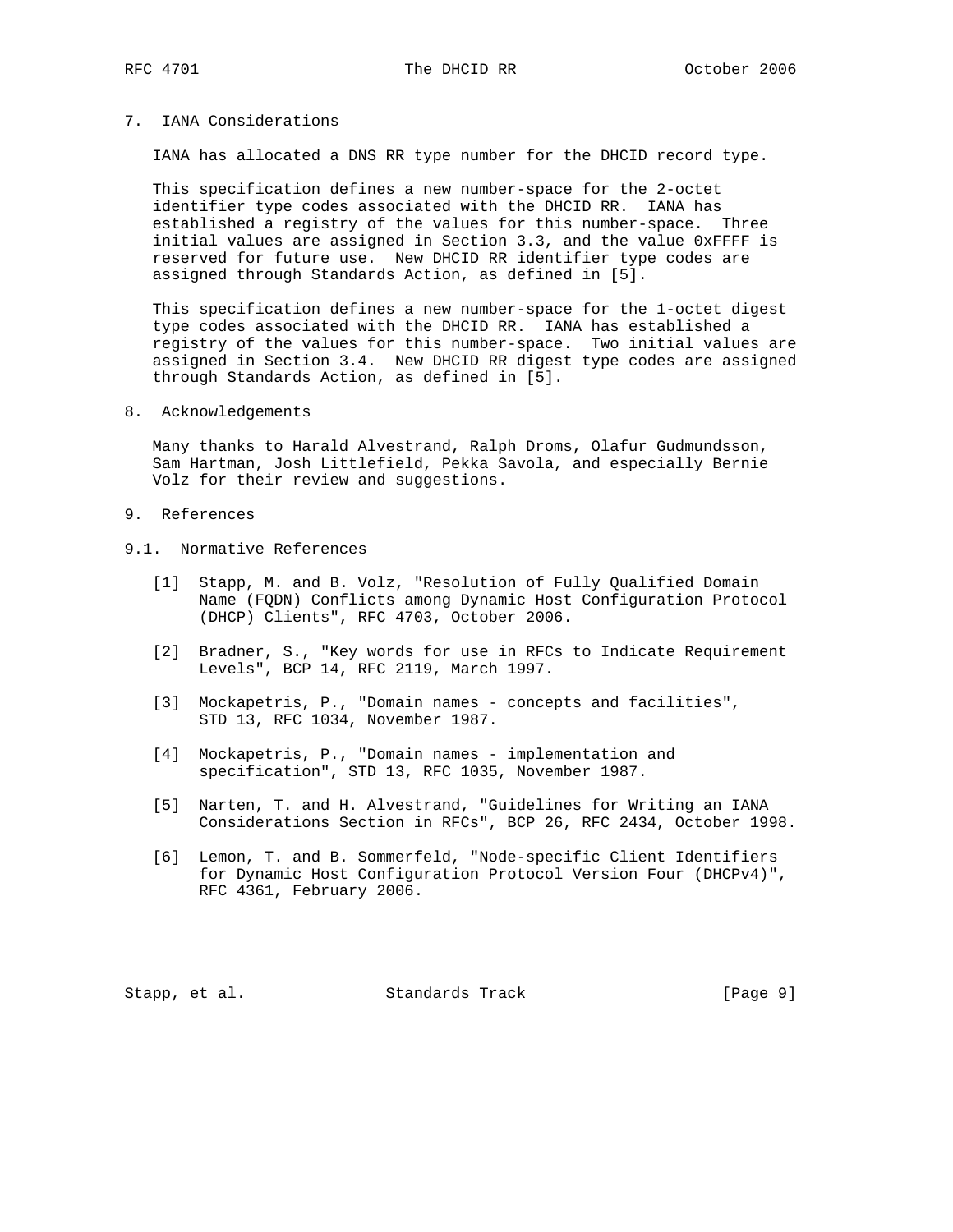## 7. IANA Considerations

IANA has allocated a DNS RR type number for the DHCID record type.

This specification defines a new number-space for the 2-octet identifier type codes associated with the DHCID RR. IANA has established a registry of the values for this number-space. Three initial values are assigned in Section 3.3, and the value 0xFFFF is reserved for future use. New DHCID RR identifier type codes are assigned through Standards Action, as defined in [5].

This specification defines a new number-space for the 1-octet digest type codes associated with the DHCID RR. IANA has established a registry of the values for this number-space. Two initial values are assigned in Section 3.4. New DHCID RR digest type codes are assigned through Standards Action, as defined in [5].

## 8. Acknowledgements

Many thanks to Harald Alvestrand, Ralph Droms, Olafur Gudmundsson, Sam Hartman, Josh Littlefield, Pekka Savola, and especially Bernie Volz for their review and suggestions.

## 9. References

### 9.1. Normative References

[1] Stapp, M. and B. Volz, "Resolution of Fully Qualified Domain Name (FQDN) Conflicts among Dynamic Host Configuration Protocol (DHCP) Clients", RFC 4703, October 2006.

[2] Bradner, S., "Key words for use in RFCs to Indicate Requirement Levels", BCP 14, RFC 2119, March 1997.

[3] Mockapetris, P., "Domain names - concepts and facilities", STD 13, RFC 1034, November 1987.

[4] Mockapetris, P., "Domain names - implementation and specification", STD 13, RFC 1035, November 1987.

[5] Narten, T. and H. Alvestrand, "Guidelines for Writing an IANA Considerations Section in RFCs", BCP 26, RFC 2434, October 1998.

[6] Lemon, T. and B. Sommerfeld, "Node-specific Client Identifiers for Dynamic Host Configuration Protocol Version Four (DHCPv4)", RFC 4361, February 2006.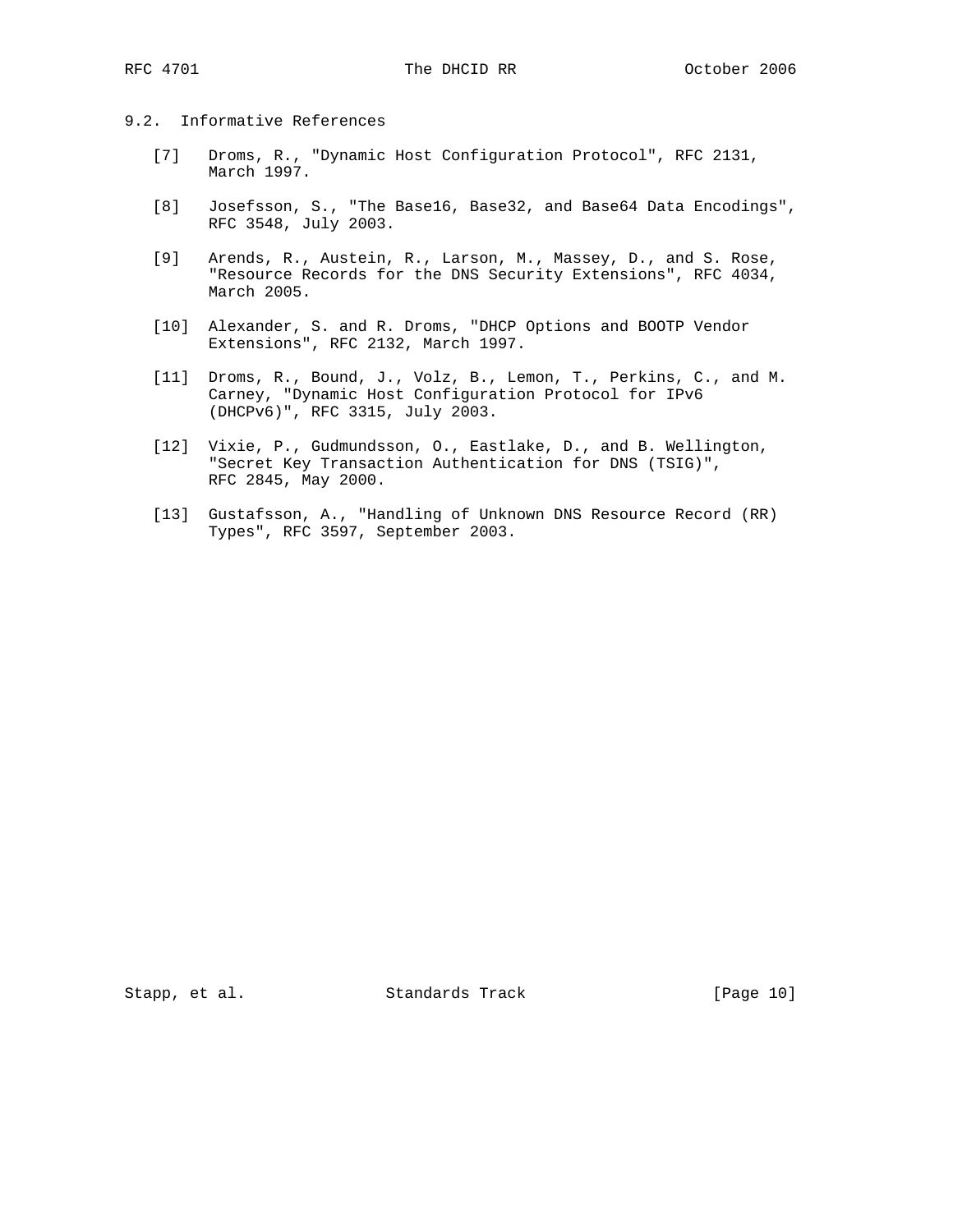## 9.2. Informative References

[7] Droms, R., "Dynamic Host Configuration Protocol", RFC 2131, March 1997.

[8] Josefsson, S., "The Base16, Base32, and Base64 Data Encodings", RFC 3548, July 2003.

[9] Arends, R., Austein, R., Larson, M., Massey, D., and S. Rose, "Resource Records for the DNS Security Extensions", RFC 4034, March 2005.

[10] Alexander, S. and R. Droms, "DHCP Options and BOOTP Vendor Extensions", RFC 2132, March 1997.

[11] Droms, R., Bound, J., Volz, B., Lemon, T., Perkins, C., and M. Carney, "Dynamic Host Configuration Protocol for IPv6 (DHCPv6)", RFC 3315, July 2003.

[12] Vixie, P., Gudmundsson, O., Eastlake, D., and B. Wellington, "Secret Key Transaction Authentication for DNS (TSIG)", RFC 2845, May 2000.

[13] Gustafsson, A., "Handling of Unknown DNS Resource Record (RR) Types", RFC 3597, September 2003.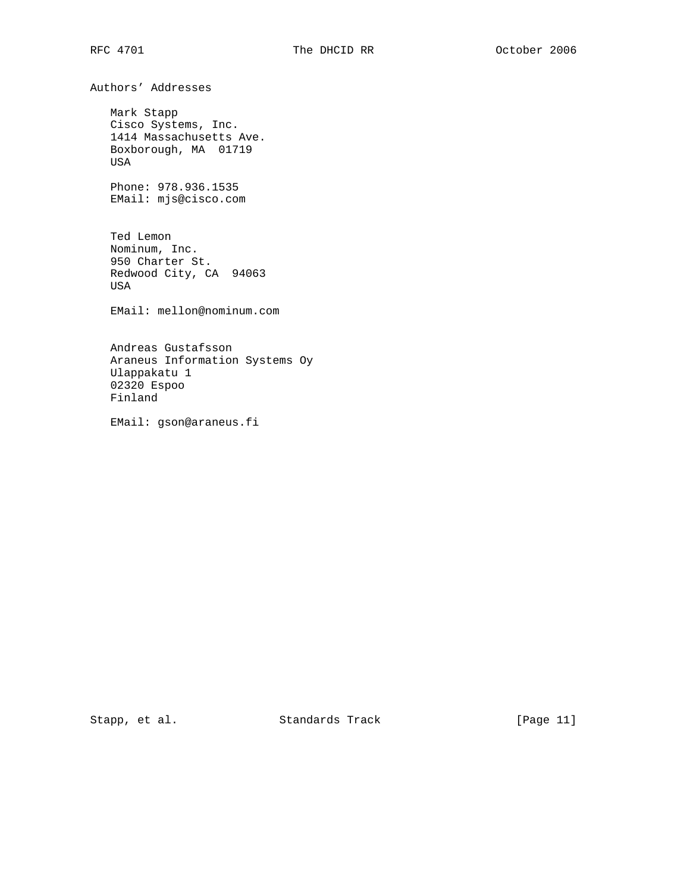## Authors' Addresses

Mark Stapp
Cisco Systems, Inc.
1414 Massachusetts Ave.
Boxborough, MA  01719
USA

Phone: 978.936.1535
EMail: mjs@cisco.com

Ted Lemon
Nominum, Inc.
950 Charter St.
Redwood City, CA  94063
USA

EMail: mellon@nominum.com

Andreas Gustafsson
Araneus Information Systems Oy
Ulappakatu 1
02320 Espoo
Finland

EMail: gson@araneus.fi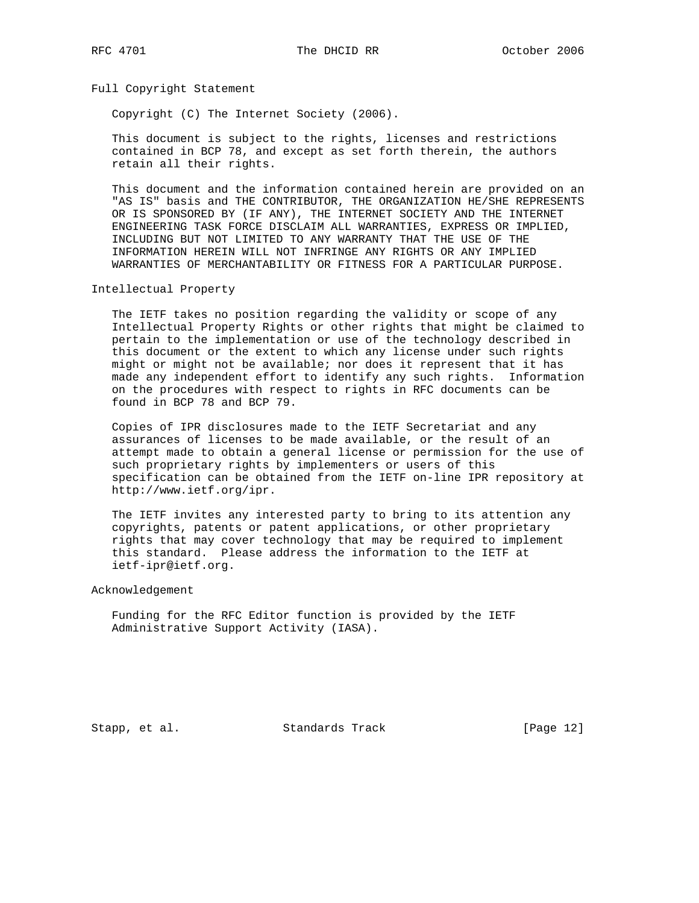## Full Copyright Statement

Copyright (C) The Internet Society (2006).

This document is subject to the rights, licenses and restrictions contained in BCP 78, and except as set forth therein, the authors retain all their rights.

This document and the information contained herein are provided on an "AS IS" basis and THE CONTRIBUTOR, THE ORGANIZATION HE/SHE REPRESENTS OR IS SPONSORED BY (IF ANY), THE INTERNET SOCIETY AND THE INTERNET ENGINEERING TASK FORCE DISCLAIM ALL WARRANTIES, EXPRESS OR IMPLIED, INCLUDING BUT NOT LIMITED TO ANY WARRANTY THAT THE USE OF THE INFORMATION HEREIN WILL NOT INFRINGE ANY RIGHTS OR ANY IMPLIED WARRANTIES OF MERCHANTABILITY OR FITNESS FOR A PARTICULAR PURPOSE.

## Intellectual Property

The IETF takes no position regarding the validity or scope of any Intellectual Property Rights or other rights that might be claimed to pertain to the implementation or use of the technology described in this document or the extent to which any license under such rights might or might not be available; nor does it represent that it has made any independent effort to identify any such rights. Information on the procedures with respect to rights in RFC documents can be found in BCP 78 and BCP 79.

Copies of IPR disclosures made to the IETF Secretariat and any assurances of licenses to be made available, or the result of an attempt made to obtain a general license or permission for the use of such proprietary rights by implementers or users of this specification can be obtained from the IETF on-line IPR repository at http://www.ietf.org/ipr.

The IETF invites any interested party to bring to its attention any copyrights, patents or patent applications, or other proprietary rights that may cover technology that may be required to implement this standard. Please address the information to the IETF at ietf-ipr@ietf.org.

## Acknowledgement

Funding for the RFC Editor function is provided by the IETF Administrative Support Activity (IASA).